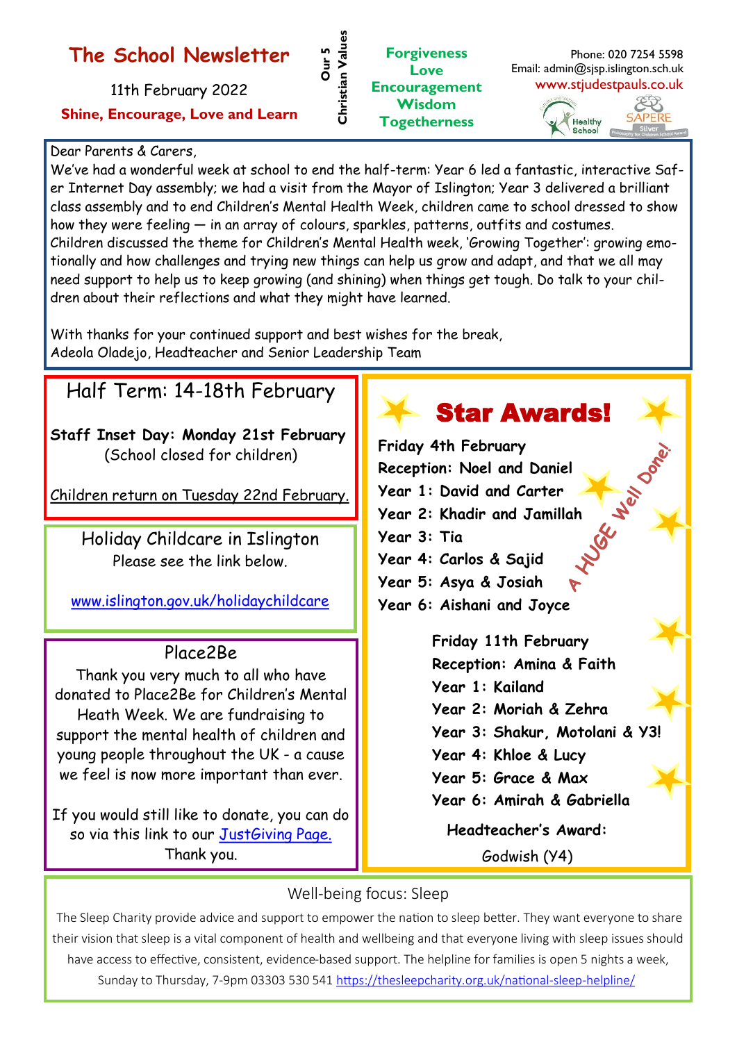# The School Newsletter

11th February 2022

**Shine, Encourage, Love and Learn**

**Our 5 Christian Values**

**Forgiveness**
**Love**
**Encouragement**
**Wisdom**
**Togetherness**

Phone: 020 7254 5598
Email: admin@sjsp.islington.sch.uk
www.stjudestpauls.co.uk

Healthy School

SAPERE Silver

Dear Parents & Carers,

We've had a wonderful week at school to end the half-term: Year 6 led a fantastic, interactive Safer Internet Day assembly; we had a visit from the Mayor of Islington; Year 3 delivered a brilliant class assembly and to end Children's Mental Health Week, children came to school dressed to show how they were feeling — in an array of colours, sparkles, patterns, outfits and costumes. Children discussed the theme for Children's Mental Health week, 'Growing Together': growing emotionally and how challenges and trying new things can help us grow and adapt, and that we all may need support to help us to keep growing (and shining) when things get tough. Do talk to your children about their reflections and what they might have learned.

With thanks for your continued support and best wishes for the break,
Adeola Oladejo, Headteacher and Senior Leadership Team

## Half Term: 14-18th February

**Staff Inset Day: Monday 21st February**
(School closed for children)

Children return on Tuesday 22nd February.

## Holiday Childcare in Islington

Please see the link below.

www.islington.gov.uk/holidaychildcare

## Place2Be

Thank you very much to all who have donated to Place2Be for Children's Mental Heath Week. We are fundraising to support the mental health of children and young people throughout the UK - a cause we feel is now more important than ever.

If you would still like to donate, you can do so via this link to our JustGiving Page.
Thank you.

## Star Awards!

A HUGE Well Done!

**Friday 4th February**
**Reception: Noel and Daniel**
**Year 1: David and Carter**
**Year 2: Khadir and Jamillah**
**Year 3: Tia**
**Year 4: Carlos & Sajid**
**Year 5: Asya & Josiah**
**Year 6: Aishani and Joyce**

**Friday 11th February**
**Reception: Amina & Faith**
**Year 1: Kailand**
**Year 2: Moriah & Zehra**
**Year 3: Shakur, Motolani & Y3!**
**Year 4: Khloe & Lucy**
**Year 5: Grace & Max**
**Year 6: Amirah & Gabriella**

**Headteacher's Award:**
Godwish (Y4)

## Well-being focus: Sleep

The Sleep Charity provide advice and support to empower the nation to sleep better. They want everyone to share their vision that sleep is a vital component of health and wellbeing and that everyone living with sleep issues should have access to effective, consistent, evidence-based support. The helpline for families is open 5 nights a week, Sunday to Thursday, 7-9pm 03303 530 541 https://thesleepcharity.org.uk/national-sleep-helpline/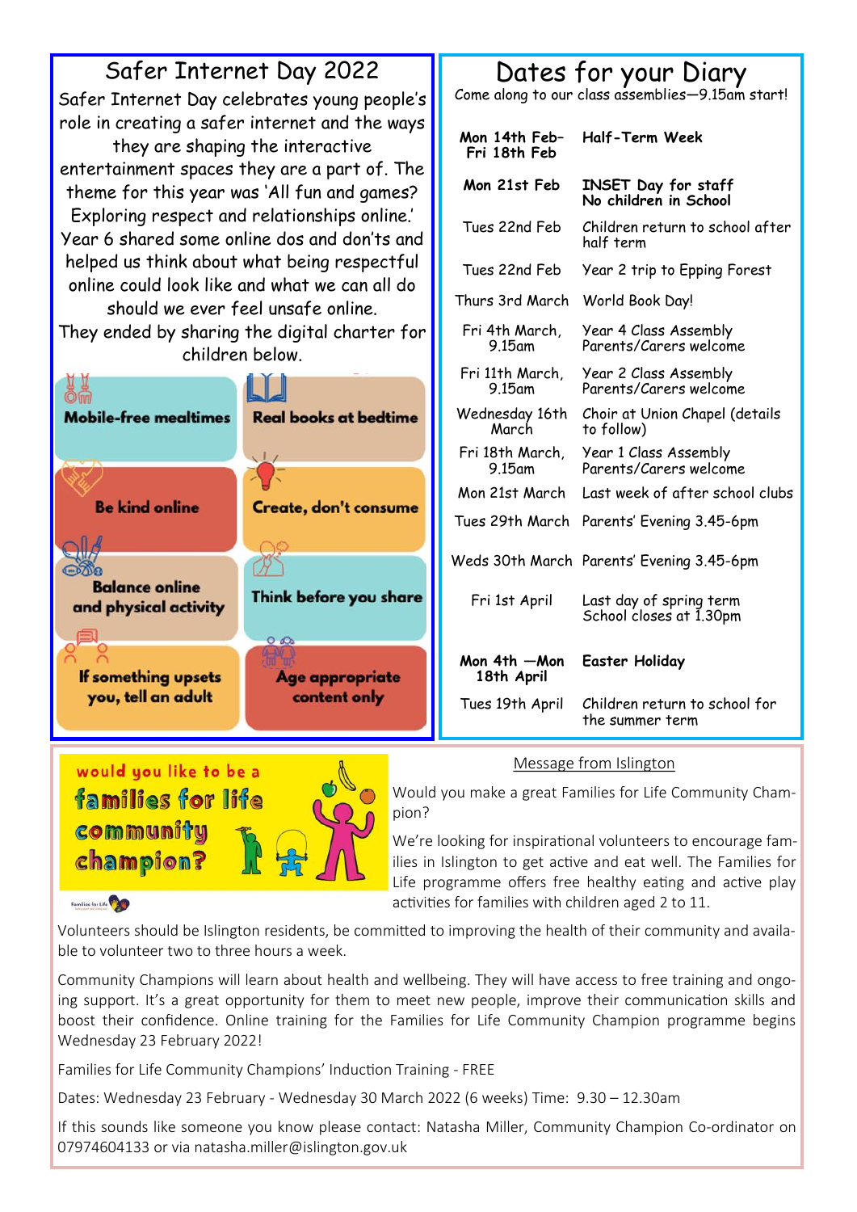## Safer Internet Day 2022

Safer Internet Day celebrates young people's role in creating a safer internet and the ways they are shaping the interactive entertainment spaces they are a part of. The theme for this year was 'All fun and games? Exploring respect and relationships online.' Year 6 shared some online dos and don'ts and helped us think about what being respectful online could look like and what we can all do should we ever feel unsafe online.
They ended by sharing the digital charter for children below.

- **Mobile-free mealtimes**
- **Real books at bedtime**
- **Be kind online**
- **Create, don't consume**
- **Balance online and physical activity**
- **Think before you share**
- **If something upsets you, tell an adult**
- **Age appropriate content only**

## Dates for your Diary

Come along to our class assemblies—9.15am start!

| Date | Event |
|---|---|
| **Mon 14th Feb- Fri 18th Feb** | **Half-Term Week** |
| **Mon 21st Feb** | **INSET Day for staff No children in School** |
| Tues 22nd Feb | Children return to school after half term |
| Tues 22nd Feb | Year 2 trip to Epping Forest |
| Thurs 3rd March | World Book Day! |
| Fri 4th March, 9.15am | Year 4 Class Assembly Parents/Carers welcome |
| Fri 11th March, 9.15am | Year 2 Class Assembly Parents/Carers welcome |
| Wednesday 16th March | Choir at Union Chapel (details to follow) |
| Fri 18th March, 9.15am | Year 1 Class Assembly Parents/Carers welcome |
| Mon 21st March | Last week of after school clubs |
| Tues 29th March | Parents' Evening 3.45-6pm |
| Weds 30th March | Parents' Evening 3.45-6pm |
| Fri 1st April | Last day of spring term School closes at 1.30pm |
| **Mon 4th —Mon 18th April** | **Easter Holiday** |
| Tues 19th April | Children return to school for the summer term |

would you like to be a **families for life community champion?**

## Message from Islington

Would you make a great Families for Life Community Champion?

We're looking for inspirational volunteers to encourage families in Islington to get active and eat well. The Families for Life programme offers free healthy eating and active play activities for families with children aged 2 to 11.

Volunteers should be Islington residents, be committed to improving the health of their community and available to volunteer two to three hours a week.

Community Champions will learn about health and wellbeing. They will have access to free training and ongoing support. It's a great opportunity for them to meet new people, improve their communication skills and boost their confidence. Online training for the Families for Life Community Champion programme begins Wednesday 23 February 2022!

Families for Life Community Champions' Induction Training - FREE

Dates: Wednesday 23 February - Wednesday 30 March 2022 (6 weeks) Time: 9.30 – 12.30am

If this sounds like someone you know please contact: Natasha Miller, Community Champion Co-ordinator on 07974604133 or via natasha.miller@islington.gov.uk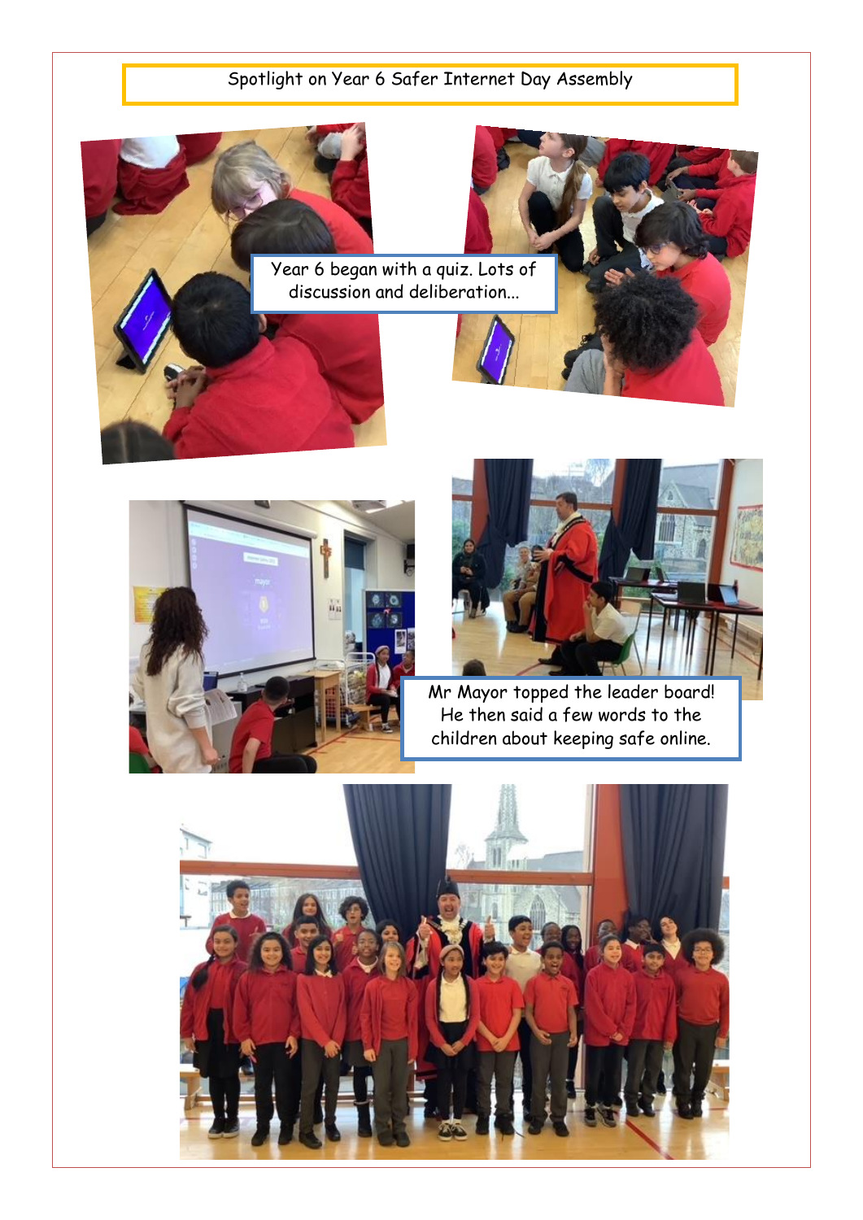## Spotlight on Year 6 Safer Internet Day Assembly

Year 6 began with a quiz. Lots of discussion and deliberation...

Mr Mayor topped the leader board! He then said a few words to the children about keeping safe online.